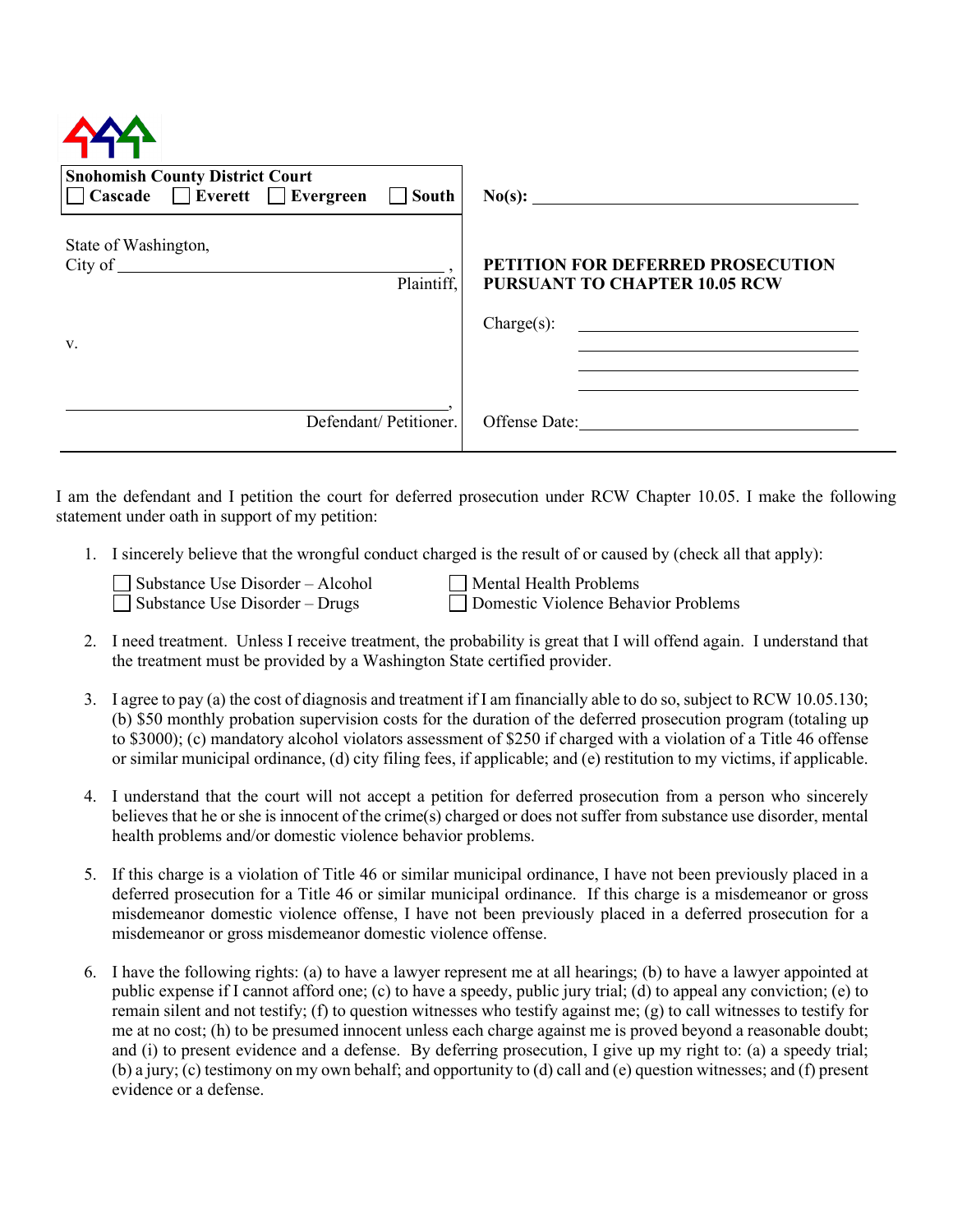**Snohomish County District Court**
☐ **Cascade** ☐ **Everett** ☐ **Evergreen** ☐ **South**

**No(s):** ______________________________

State of Washington,
City of ______________________________ ,
Plaintiff,

v.

______________________________ ,
Defendant/ Petitioner.

**PETITION FOR DEFERRED PROSECUTION PURSUANT TO CHAPTER 10.05 RCW**

Charge(s): ______________________________
______________________________
______________________________
______________________________

Offense Date: ______________________________

---

I am the defendant and I petition the court for deferred prosecution under RCW Chapter 10.05. I make the following statement under oath in support of my petition:

1. I sincerely believe that the wrongful conduct charged is the result of or caused by (check all that apply):

   ☐ Substance Use Disorder – Alcohol
   ☐ Substance Use Disorder – Drugs
   ☐ Mental Health Problems
   ☐ Domestic Violence Behavior Problems

2. I need treatment. Unless I receive treatment, the probability is great that I will offend again. I understand that the treatment must be provided by a Washington State certified provider.

3. I agree to pay (a) the cost of diagnosis and treatment if I am financially able to do so, subject to RCW 10.05.130; (b) $50 monthly probation supervision costs for the duration of the deferred prosecution program (totaling up to $3000); (c) mandatory alcohol violators assessment of $250 if charged with a violation of a Title 46 offense or similar municipal ordinance, (d) city filing fees, if applicable; and (e) restitution to my victims, if applicable.

4. I understand that the court will not accept a petition for deferred prosecution from a person who sincerely believes that he or she is innocent of the crime(s) charged or does not suffer from substance use disorder, mental health problems and/or domestic violence behavior problems.

5. If this charge is a violation of Title 46 or similar municipal ordinance, I have not been previously placed in a deferred prosecution for a Title 46 or similar municipal ordinance. If this charge is a misdemeanor or gross misdemeanor domestic violence offense, I have not been previously placed in a deferred prosecution for a misdemeanor or gross misdemeanor domestic violence offense.

6. I have the following rights: (a) to have a lawyer represent me at all hearings; (b) to have a lawyer appointed at public expense if I cannot afford one; (c) to have a speedy, public jury trial; (d) to appeal any conviction; (e) to remain silent and not testify; (f) to question witnesses who testify against me; (g) to call witnesses to testify for me at no cost; (h) to be presumed innocent unless each charge against me is proved beyond a reasonable doubt; and (i) to present evidence and a defense. By deferring prosecution, I give up my right to: (a) a speedy trial; (b) a jury; (c) testimony on my own behalf; and opportunity to (d) call and (e) question witnesses; and (f) present evidence or a defense.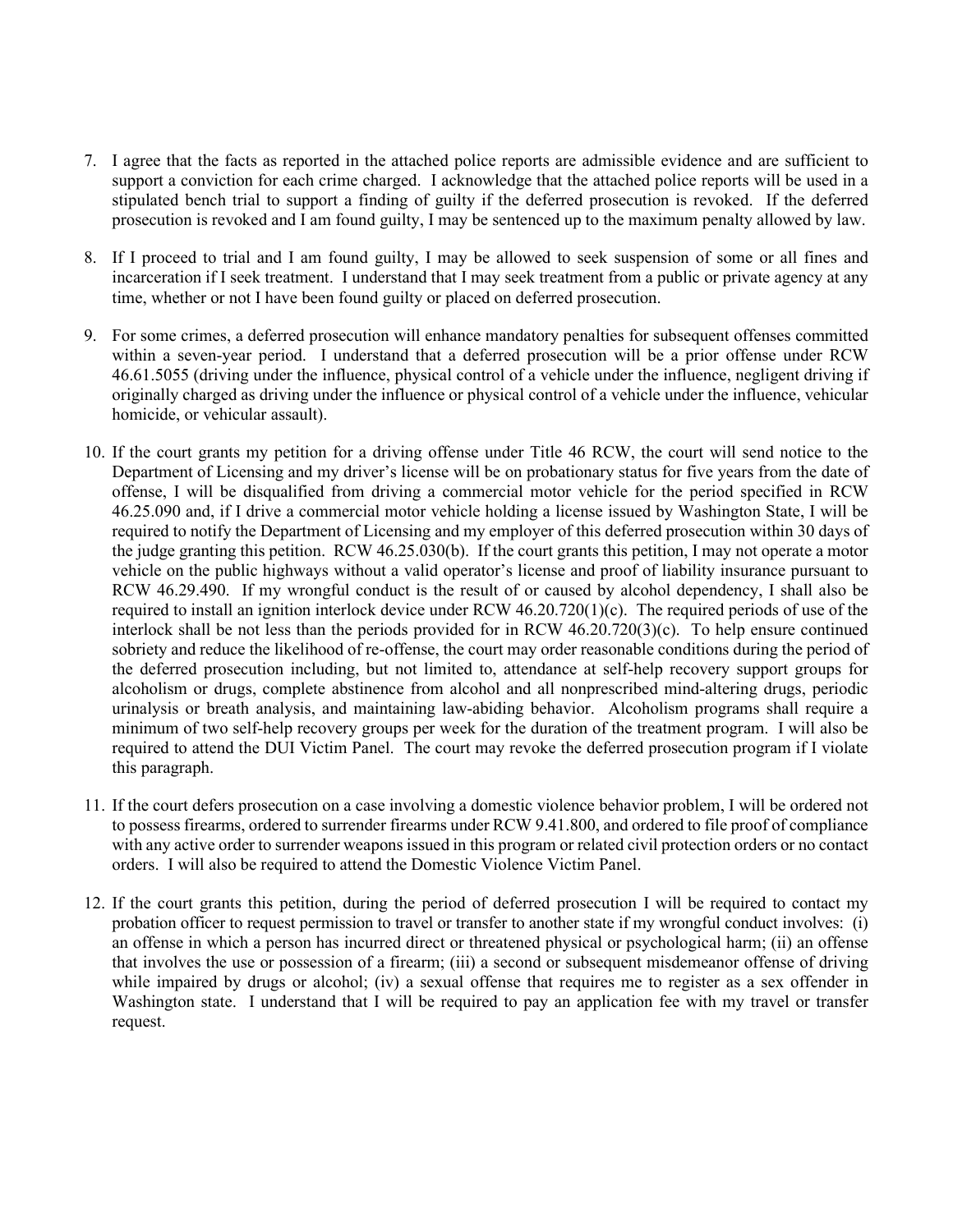7. I agree that the facts as reported in the attached police reports are admissible evidence and are sufficient to support a conviction for each crime charged. I acknowledge that the attached police reports will be used in a stipulated bench trial to support a finding of guilty if the deferred prosecution is revoked. If the deferred prosecution is revoked and I am found guilty, I may be sentenced up to the maximum penalty allowed by law.

8. If I proceed to trial and I am found guilty, I may be allowed to seek suspension of some or all fines and incarceration if I seek treatment. I understand that I may seek treatment from a public or private agency at any time, whether or not I have been found guilty or placed on deferred prosecution.

9. For some crimes, a deferred prosecution will enhance mandatory penalties for subsequent offenses committed within a seven-year period. I understand that a deferred prosecution will be a prior offense under RCW 46.61.5055 (driving under the influence, physical control of a vehicle under the influence, negligent driving if originally charged as driving under the influence or physical control of a vehicle under the influence, vehicular homicide, or vehicular assault).

10. If the court grants my petition for a driving offense under Title 46 RCW, the court will send notice to the Department of Licensing and my driver's license will be on probationary status for five years from the date of offense, I will be disqualified from driving a commercial motor vehicle for the period specified in RCW 46.25.090 and, if I drive a commercial motor vehicle holding a license issued by Washington State, I will be required to notify the Department of Licensing and my employer of this deferred prosecution within 30 days of the judge granting this petition. RCW 46.25.030(b). If the court grants this petition, I may not operate a motor vehicle on the public highways without a valid operator's license and proof of liability insurance pursuant to RCW 46.29.490. If my wrongful conduct is the result of or caused by alcohol dependency, I shall also be required to install an ignition interlock device under RCW 46.20.720(1)(c). The required periods of use of the interlock shall be not less than the periods provided for in RCW 46.20.720(3)(c). To help ensure continued sobriety and reduce the likelihood of re-offense, the court may order reasonable conditions during the period of the deferred prosecution including, but not limited to, attendance at self-help recovery support groups for alcoholism or drugs, complete abstinence from alcohol and all nonprescribed mind-altering drugs, periodic urinalysis or breath analysis, and maintaining law-abiding behavior. Alcoholism programs shall require a minimum of two self-help recovery groups per week for the duration of the treatment program. I will also be required to attend the DUI Victim Panel. The court may revoke the deferred prosecution program if I violate this paragraph.

11. If the court defers prosecution on a case involving a domestic violence behavior problem, I will be ordered not to possess firearms, ordered to surrender firearms under RCW 9.41.800, and ordered to file proof of compliance with any active order to surrender weapons issued in this program or related civil protection orders or no contact orders. I will also be required to attend the Domestic Violence Victim Panel.

12. If the court grants this petition, during the period of deferred prosecution I will be required to contact my probation officer to request permission to travel or transfer to another state if my wrongful conduct involves: (i) an offense in which a person has incurred direct or threatened physical or psychological harm; (ii) an offense that involves the use or possession of a firearm; (iii) a second or subsequent misdemeanor offense of driving while impaired by drugs or alcohol; (iv) a sexual offense that requires me to register as a sex offender in Washington state. I understand that I will be required to pay an application fee with my travel or transfer request.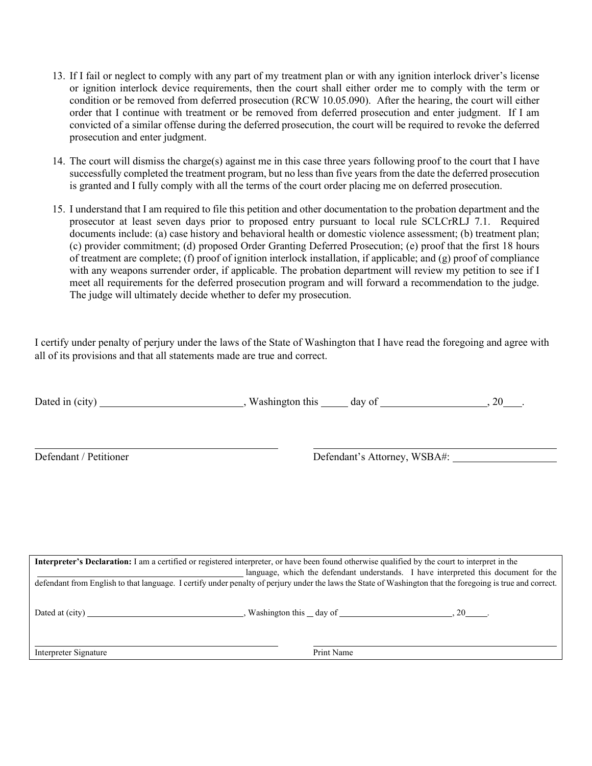13. If I fail or neglect to comply with any part of my treatment plan or with any ignition interlock driver's license or ignition interlock device requirements, then the court shall either order me to comply with the term or condition or be removed from deferred prosecution (RCW 10.05.090). After the hearing, the court will either order that I continue with treatment or be removed from deferred prosecution and enter judgment. If I am convicted of a similar offense during the deferred prosecution, the court will be required to revoke the deferred prosecution and enter judgment.

14. The court will dismiss the charge(s) against me in this case three years following proof to the court that I have successfully completed the treatment program, but no less than five years from the date the deferred prosecution is granted and I fully comply with all the terms of the court order placing me on deferred prosecution.

15. I understand that I am required to file this petition and other documentation to the probation department and the prosecutor at least seven days prior to proposed entry pursuant to local rule SCLCrRLJ 7.1. Required documents include: (a) case history and behavioral health or domestic violence assessment; (b) treatment plan; (c) provider commitment; (d) proposed Order Granting Deferred Prosecution; (e) proof that the first 18 hours of treatment are complete; (f) proof of ignition interlock installation, if applicable; and (g) proof of compliance with any weapons surrender order, if applicable. The probation department will review my petition to see if I meet all requirements for the deferred prosecution program and will forward a recommendation to the judge. The judge will ultimately decide whether to defer my prosecution.

I certify under penalty of perjury under the laws of the State of Washington that I have read the foregoing and agree with all of its provisions and that all statements made are true and correct.

Dated in (city) ___________________________, Washington this _____ day of ____________________, 20___.

_____________________________________________ Defendant / Petitioner

_____________________________________________ Defendant's Attorney, WSBA#: ____________________

**Interpreter's Declaration:** I am a certified or registered interpreter, or have been found otherwise qualified by the court to interpret in the _____________________________________________ language, which the defendant understands. I have interpreted this document for the defendant from English to that language. I certify under penalty of perjury under the laws the State of Washington that the foregoing is true and correct.

Dated at (city) ___________________________________, Washington this __ day of _________________________, 20_____.

_____________________________________________ Interpreter Signature

_____________________________________________ Print Name